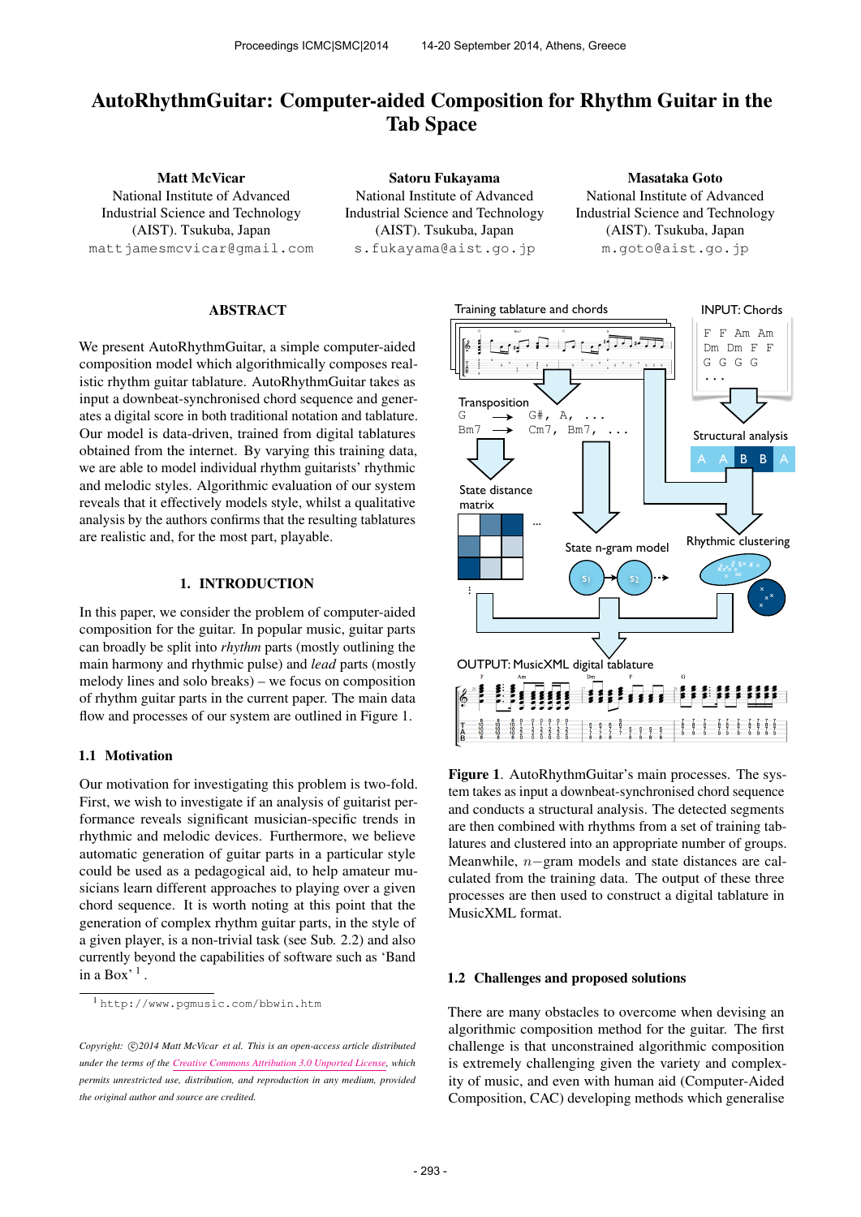# AutoRhythmGuitar: Computer-aided Composition for Rhythm Guitar in the Tab Space

**Matt McVicar**
National Institute of Advanced Industrial Science and Technology (AIST). Tsukuba, Japan
mattjamesmcvicar@gmail.com

**Satoru Fukayama**
National Institute of Advanced Industrial Science and Technology (AIST). Tsukuba, Japan
s.fukayama@aist.go.jp

**Masataka Goto**
National Institute of Advanced Industrial Science and Technology (AIST). Tsukuba, Japan
m.goto@aist.go.jp

## ABSTRACT

We present AutoRhythmGuitar, a simple computer-aided composition model which algorithmically composes realistic rhythm guitar tablature. AutoRhythmGuitar takes as input a downbeat-synchronised chord sequence and generates a digital score in both traditional notation and tablature. Our model is data-driven, trained from digital tablatures obtained from the internet. By varying this training data, we are able to model individual rhythm guitarists' rhythmic and melodic styles. Algorithmic evaluation of our system reveals that it effectively models style, whilst a qualitative analysis by the authors confirms that the resulting tablatures are realistic and, for the most part, playable.

## 1. INTRODUCTION

In this paper, we consider the problem of computer-aided composition for the guitar. In popular music, guitar parts can broadly be split into *rhythm* parts (mostly outlining the main harmony and rhythmic pulse) and *lead* parts (mostly melody lines and solo breaks) – we focus on composition of rhythm guitar parts in the current paper. The main data flow and processes of our system are outlined in Figure 1.

### 1.1 Motivation

Our motivation for investigating this problem is two-fold. First, we wish to investigate if an analysis of guitarist performance reveals significant musician-specific trends in rhythmic and melodic devices. Furthermore, we believe automatic generation of guitar parts in a particular style could be used as a pedagogical aid, to help amateur musicians learn different approaches to playing over a given chord sequence. It is worth noting at this point that the generation of complex rhythm guitar parts, in the style of a given player, is a non-trivial task (see Sub. 2.2) and also currently beyond the capabilities of software such as 'Band in a Box' [1].

[1] http://www.pgmusic.com/bbwin.htm

*Copyright: ©2014 Matt McVicar et al. This is an open-access article distributed under the terms of the Creative Commons Attribution 3.0 Unported License, which permits unrestricted use, distribution, and reproduction in any medium, provided the original author and source are credited.*

**Figure 1**. AutoRhythmGuitar's main processes. The system takes as input a downbeat-synchronised chord sequence and conducts a structural analysis. The detected segments are then combined with rhythms from a set of training tablatures and clustered into an appropriate number of groups. Meanwhile, $n$−gram models and state distances are calculated from the training data. The output of these three processes are then used to construct a digital tablature in MusicXML format.

### 1.2 Challenges and proposed solutions

There are many obstacles to overcome when devising an algorithmic composition method for the guitar. The first challenge is that unconstrained algorithmic composition is extremely challenging given the variety and complexity of music, and even with human aid (Computer-Aided Composition, CAC) developing methods which generalise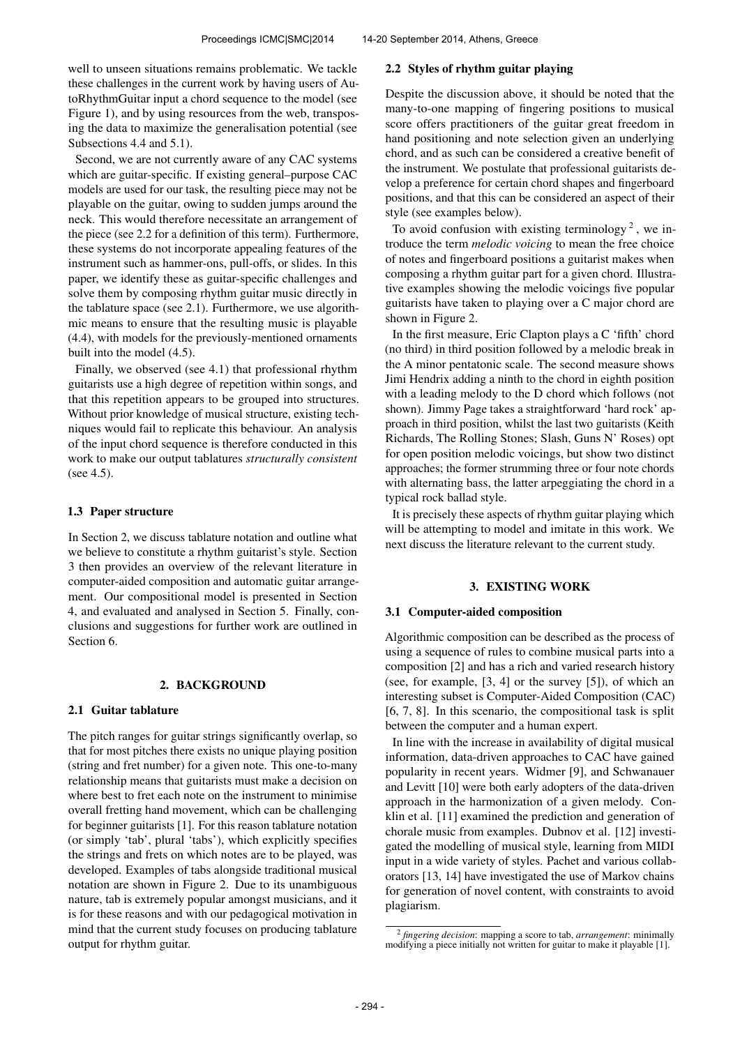well to unseen situations remains problematic. We tackle these challenges in the current work by having users of AutoRhythmGuitar input a chord sequence to the model (see Figure 1), and by using resources from the web, transposing the data to maximize the generalisation potential (see Subsections 4.4 and 5.1).

Second, we are not currently aware of any CAC systems which are guitar-specific. If existing general–purpose CAC models are used for our task, the resulting piece may not be playable on the guitar, owing to sudden jumps around the neck. This would therefore necessitate an arrangement of the piece (see 2.2 for a definition of this term). Furthermore, these systems do not incorporate appealing features of the instrument such as hammer-ons, pull-offs, or slides. In this paper, we identify these as guitar-specific challenges and solve them by composing rhythm guitar music directly in the tablature space (see 2.1). Furthermore, we use algorithmic means to ensure that the resulting music is playable (4.4), with models for the previously-mentioned ornaments built into the model (4.5).

Finally, we observed (see 4.1) that professional rhythm guitarists use a high degree of repetition within songs, and that this repetition appears to be grouped into structures. Without prior knowledge of musical structure, existing techniques would fail to replicate this behaviour. An analysis of the input chord sequence is therefore conducted in this work to make our output tablatures *structurally consistent* (see 4.5).

### 1.3 Paper structure

In Section 2, we discuss tablature notation and outline what we believe to constitute a rhythm guitarist's style. Section 3 then provides an overview of the relevant literature in computer-aided composition and automatic guitar arrangement. Our compositional model is presented in Section 4, and evaluated and analysed in Section 5. Finally, conclusions and suggestions for further work are outlined in Section 6.

## 2. BACKGROUND

### 2.1 Guitar tablature

The pitch ranges for guitar strings significantly overlap, so that for most pitches there exists no unique playing position (string and fret number) for a given note. This one-to-many relationship means that guitarists must make a decision on where best to fret each note on the instrument to minimise overall fretting hand movement, which can be challenging for beginner guitarists [1]. For this reason tablature notation (or simply 'tab', plural 'tabs'), which explicitly specifies the strings and frets on which notes are to be played, was developed. Examples of tabs alongside traditional musical notation are shown in Figure 2. Due to its unambiguous nature, tab is extremely popular amongst musicians, and it is for these reasons and with our pedagogical motivation in mind that the current study focuses on producing tablature output for rhythm guitar.

### 2.2 Styles of rhythm guitar playing

Despite the discussion above, it should be noted that the many-to-one mapping of fingering positions to musical score offers practitioners of the guitar great freedom in hand positioning and note selection given an underlying chord, and as such can be considered a creative benefit of the instrument. We postulate that professional guitarists develop a preference for certain chord shapes and fingerboard positions, and that this can be considered an aspect of their style (see examples below).

To avoid confusion with existing terminology [2], we introduce the term *melodic voicing* to mean the free choice of notes and fingerboard positions a guitarist makes when composing a rhythm guitar part for a given chord. Illustrative examples showing the melodic voicings five popular guitarists have taken to playing over a C major chord are shown in Figure 2.

In the first measure, Eric Clapton plays a C 'fifth' chord (no third) in third position followed by a melodic break in the A minor pentatonic scale. The second measure shows Jimi Hendrix adding a ninth to the chord in eighth position with a leading melody to the D chord which follows (not shown). Jimmy Page takes a straightforward 'hard rock' approach in third position, whilst the last two guitarists (Keith Richards, The Rolling Stones; Slash, Guns N' Roses) opt for open position melodic voicings, but show two distinct approaches; the former strumming three or four note chords with alternating bass, the latter arpeggiating the chord in a typical rock ballad style.

It is precisely these aspects of rhythm guitar playing which will be attempting to model and imitate in this work. We next discuss the literature relevant to the current study.

## 3. EXISTING WORK

### 3.1 Computer-aided composition

Algorithmic composition can be described as the process of using a sequence of rules to combine musical parts into a composition [2] and has a rich and varied research history (see, for example, [3, 4] or the survey [5]), of which an interesting subset is Computer-Aided Composition (CAC) [6, 7, 8]. In this scenario, the compositional task is split between the computer and a human expert.

In line with the increase in availability of digital musical information, data-driven approaches to CAC have gained popularity in recent years. Widmer [9], and Schwanauer and Levitt [10] were both early adopters of the data-driven approach in the harmonization of a given melody. Conklin et al. [11] examined the prediction and generation of chorale music from examples. Dubnov et al. [12] investigated the modelling of musical style, learning from MIDI input in a wide variety of styles. Pachet and various collaborators [13, 14] have investigated the use of Markov chains for generation of novel content, with constraints to avoid plagiarism.

[2] *fingering decision*: mapping a score to tab, *arrangement*: minimally modifying a piece initially not written for guitar to make it playable [1].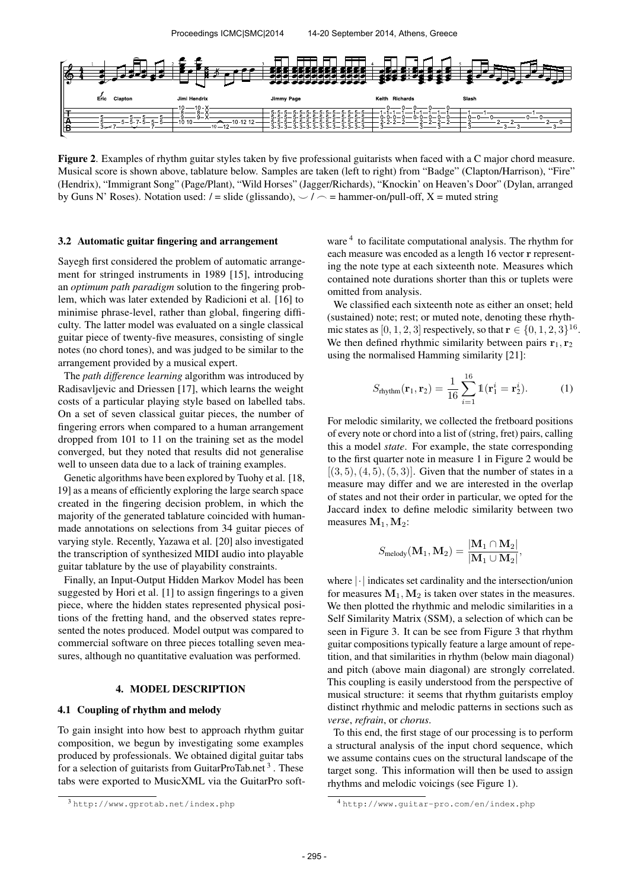**Figure 2**. Examples of rhythm guitar styles taken by five professional guitarists when faced with a C major chord measure. Musical score is shown above, tablature below. Samples are taken (left to right) from "Badge" (Clapton/Harrison), "Fire" (Hendrix), "Immigrant Song" (Page/Plant), "Wild Horses" (Jagger/Richards), "Knockin' on Heaven's Door" (Dylan, arranged by Guns N' Roses). Notation used: / = slide (glissando), ⌣ / ⌢ = hammer-on/pull-off, X = muted string

### 3.2 Automatic guitar fingering and arrangement

Sayegh first considered the problem of automatic arrangement for stringed instruments in 1989 [15], introducing an *optimum path paradigm* solution to the fingering problem, which was later extended by Radicioni et al. [16] to minimise phrase-level, rather than global, fingering difficulty. The latter model was evaluated on a single classical guitar piece of twenty-five measures, consisting of single notes (no chord tones), and was judged to be similar to the arrangement provided by a musical expert.

The *path difference learning* algorithm was introduced by Radisavljevic and Driessen [17], which learns the weight costs of a particular playing style based on labelled tabs. On a set of seven classical guitar pieces, the number of fingering errors when compared to a human arrangement dropped from 101 to 11 on the training set as the model converged, but they noted that results did not generalise well to unseen data due to a lack of training examples.

Genetic algorithms have been explored by Tuohy et al. [18, 19] as a means of efficiently exploring the large search space created in the fingering decision problem, in which the majority of the generated tablature coincided with human-made annotations on selections from 34 guitar pieces of varying style. Recently, Yazawa et al. [20] also investigated the transcription of synthesized MIDI audio into playable guitar tablature by the use of playability constraints.

Finally, an Input-Output Hidden Markov Model has been suggested by Hori et al. [1] to assign fingerings to a given piece, where the hidden states represented physical positions of the fretting hand, and the observed states represented the notes produced. Model output was compared to commercial software on three pieces totalling seven measures, although no quantitative evaluation was performed.

## 4. MODEL DESCRIPTION

### 4.1 Coupling of rhythm and melody

To gain insight into how best to approach rhythm guitar composition, we begun by investigating some examples produced by professionals. We obtained digital guitar tabs for a selection of guitarists from GuitarProTab.net [3]. These tabs were exported to MusicXML via the GuitarPro software [4] to facilitate computational analysis. The rhythm for each measure was encoded as a length 16 vector $\mathbf{r}$ representing the note type at each sixteenth note. Measures which contained note durations shorter than this or tuplets were omitted from analysis.

We classified each sixteenth note as either an onset; held (sustained) note; rest; or muted note, denoting these rhythmic states as $[0, 1, 2, 3]$ respectively, so that $\mathbf{r} \in \{0, 1, 2, 3\}^{16}$. We then defined rhythmic similarity between pairs $\mathbf{r}_1, \mathbf{r}_2$ using the normalised Hamming similarity [21]:

$$S_{\text{rhythm}}(\mathbf{r}_1, \mathbf{r}_2) = \frac{1}{16} \sum_{i=1}^{16} \mathbb{1}(\mathbf{r}_1^i = \mathbf{r}_2^i). \tag{1}$$

For melodic similarity, we collected the fretboard positions of every note or chord into a list of (string, fret) pairs, calling this a model *state*. For example, the state corresponding to the first quarter note in measure 1 in Figure 2 would be $[(3, 5), (4, 5), (5, 3)]$. Given that the number of states in a measure may differ and we are interested in the overlap of states and not their order in particular, we opted for the Jaccard index to define melodic similarity between two measures $\mathbf{M}_1, \mathbf{M}_2$:

$$S_{\text{melody}}(\mathbf{M}_1, \mathbf{M}_2) = \frac{|\mathbf{M}_1 \cap \mathbf{M}_2|}{|\mathbf{M}_1 \cup \mathbf{M}_2|},$$

where $|\cdot|$ indicates set cardinality and the intersection/union for measures $\mathbf{M}_1, \mathbf{M}_2$ is taken over states in the measures. We then plotted the rhythmic and melodic similarities in a Self Similarity Matrix (SSM), a selection of which can be seen in Figure 3. It can be see from Figure 3 that rhythm guitar compositions typically feature a large amount of repetition, and that similarities in rhythm (below main diagonal) and pitch (above main diagonal) are strongly correlated. This coupling is easily understood from the perspective of musical structure: it seems that rhythm guitarists employ distinct rhythmic and melodic patterns in sections such as *verse*, *refrain*, or *chorus*.

To this end, the first stage of our processing is to perform a structural analysis of the input chord sequence, which we assume contains cues on the structural landscape of the target song. This information will then be used to assign rhythms and melodic voicings (see Figure 1).

[3] http://www.gprotab.net/index.php

[4] http://www.guitar-pro.com/en/index.php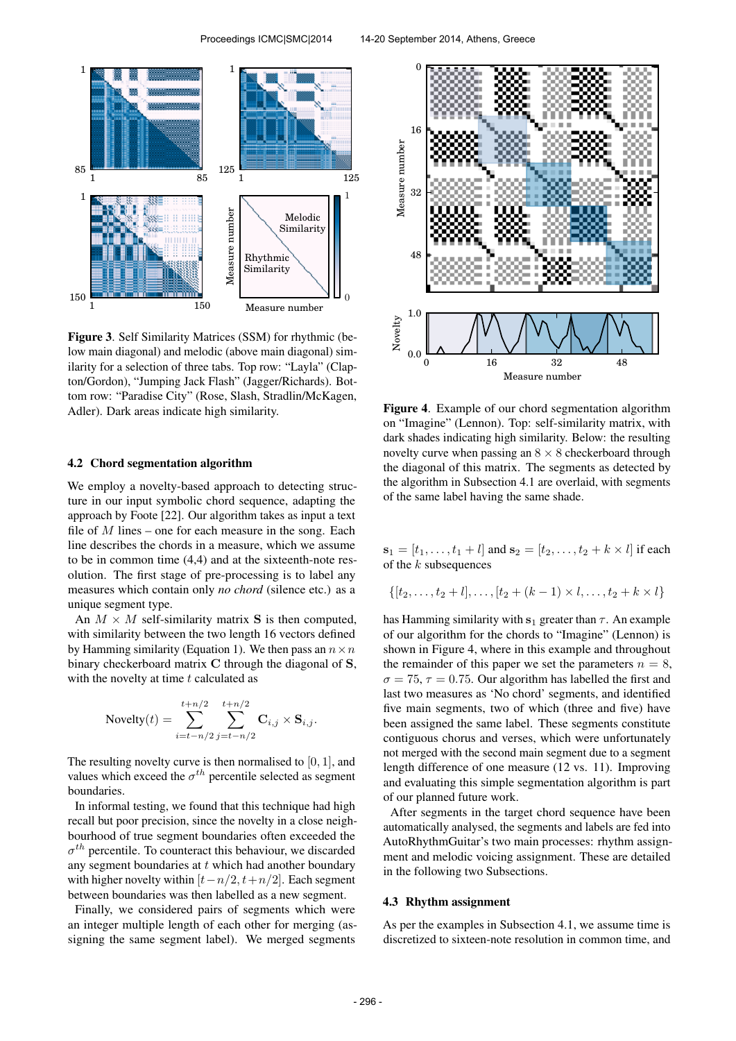**Figure 3**. Self Similarity Matrices (SSM) for rhythmic (below main diagonal) and melodic (above main diagonal) similarity for a selection of three tabs. Top row: "Layla" (Clapton/Gordon), "Jumping Jack Flash" (Jagger/Richards). Bottom row: "Paradise City" (Rose, Slash, Stradlin/McKagen, Adler). Dark areas indicate high similarity.

### 4.2 Chord segmentation algorithm

We employ a novelty-based approach to detecting structure in our input symbolic chord sequence, adapting the approach by Foote [22]. Our algorithm takes as input a text file of $M$ lines – one for each measure in the song. Each line describes the chords in a measure, which we assume to be in common time (4,4) and at the sixteenth-note resolution. The first stage of pre-processing is to label any measures which contain only *no chord* (silence etc.) as a unique segment type.

An $M \times M$ self-similarity matrix $\mathbf{S}$ is then computed, with similarity between the two length 16 vectors defined by Hamming similarity (Equation 1). We then pass an $n \times n$ binary checkerboard matrix $\mathbf{C}$ through the diagonal of $\mathbf{S}$, with the novelty at time $t$ calculated as

$$\text{Novelty}(t) = \sum_{i=t-n/2}^{t+n/2} \sum_{j=t-n/2}^{t+n/2} \mathbf{C}_{i,j} \times \mathbf{S}_{i,j}.$$

The resulting novelty curve is then normalised to $[0, 1]$, and values which exceed the $\sigma^{th}$ percentile selected as segment boundaries.

In informal testing, we found that this technique had high recall but poor precision, since the novelty in a close neighbourhood of true segment boundaries often exceeded the $\sigma^{th}$ percentile. To counteract this behaviour, we discarded any segment boundaries at $t$ which had another boundary with higher novelty within $[t-n/2, t+n/2]$. Each segment between boundaries was then labelled as a new segment.

Finally, we considered pairs of segments which were an integer multiple length of each other for merging (assigning the same segment label). We merged segments $\mathbf{s}_1 = [t_1, \ldots, t_1 + l]$ and $\mathbf{s}_2 = [t_2, \ldots, t_2 + k \times l]$ if each of the $k$ subsequences

$$\{[t_2, \ldots, t_2 + l], \ldots, [t_2 + (k-1) \times l, \ldots, t_2 + k \times l]\}$$

has Hamming similarity with $\mathbf{s}_1$ greater than $\tau$. An example of our algorithm for the chords to "Imagine" (Lennon) is shown in Figure 4, where in this example and throughout the remainder of this paper we set the parameters $n = 8$, $\sigma = 75$, $\tau = 0.75$. Our algorithm has labelled the first and last two measures as 'No chord' segments, and identified five main segments, two of which (three and five) have been assigned the same label. These segments constitute contiguous chorus and verses, which were unfortunately not merged with the second main segment due to a segment length difference of one measure (12 vs. 11). Improving and evaluating this simple segmentation algorithm is part of our planned future work.

**Figure 4**. Example of our chord segmentation algorithm on "Imagine" (Lennon). Top: self-similarity matrix, with dark shades indicating high similarity. Below: the resulting novelty curve when passing an $8 \times 8$ checkerboard through the diagonal of this matrix. The segments as detected by the algorithm in Subsection 4.1 are overlaid, with segments of the same label having the same shade.

After segments in the target chord sequence have been automatically analysed, the segments and labels are fed into AutoRhythmGuitar's two main processes: rhythm assignment and melodic voicing assignment. These are detailed in the following two Subsections.

### 4.3 Rhythm assignment

As per the examples in Subsection 4.1, we assume time is discretized to sixteen-note resolution in common time, and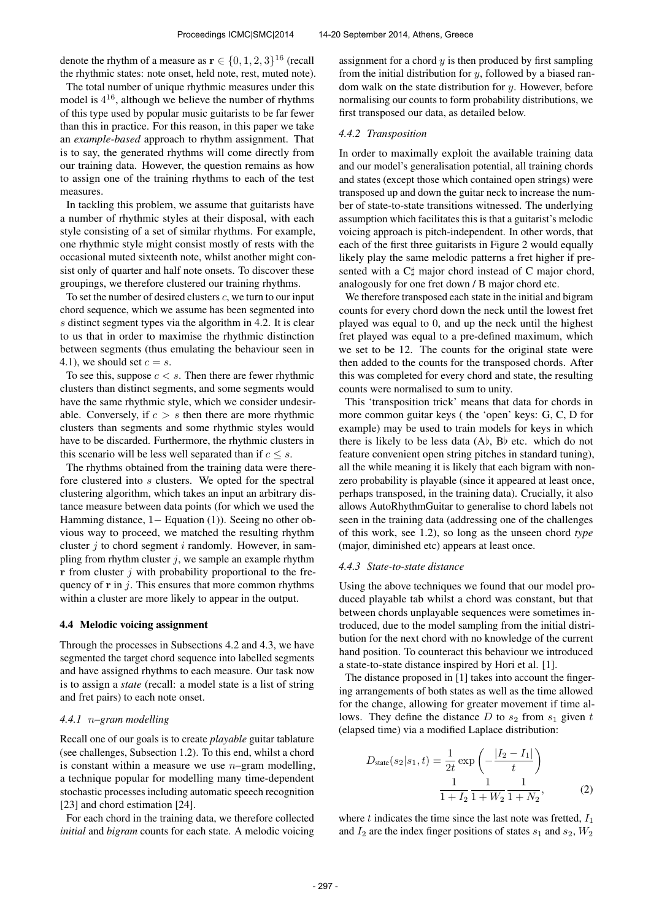denote the rhythm of a measure as $\mathbf{r} \in \{0, 1, 2, 3\}^{16}$ (recall the rhythmic states: note onset, held note, rest, muted note).

The total number of unique rhythmic measures under this model is $4^{16}$, although we believe the number of rhythms of this type used by popular music guitarists to be far fewer than this in practice. For this reason, in this paper we take an *example-based* approach to rhythm assignment. That is to say, the generated rhythms will come directly from our training data. However, the question remains as how to assign one of the training rhythms to each of the test measures.

In tackling this problem, we assume that guitarists have a number of rhythmic styles at their disposal, with each style consisting of a set of similar rhythms. For example, one rhythmic style might consist mostly of rests with the occasional muted sixteenth note, whilst another might consist only of quarter and half note onsets. To discover these groupings, we therefore clustered our training rhythms.

To set the number of desired clusters $c$, we turn to our input chord sequence, which we assume has been segmented into $s$ distinct segment types via the algorithm in 4.2. It is clear to us that in order to maximise the rhythmic distinction between segments (thus emulating the behaviour seen in 4.1), we should set $c = s$.

To see this, suppose $c < s$. Then there are fewer rhythmic clusters than distinct segments, and some segments would have the same rhythmic style, which we consider undesirable. Conversely, if $c > s$ then there are more rhythmic clusters than segments and some rhythmic styles would have to be discarded. Furthermore, the rhythmic clusters in this scenario will be less well separated than if $c \leq s$.

The rhythms obtained from the training data were therefore clustered into $s$ clusters. We opted for the spectral clustering algorithm, which takes an input an arbitrary distance measure between data points (for which we used the Hamming distance, $1-$ Equation (1)). Seeing no other obvious way to proceed, we matched the resulting rhythm cluster $j$ to chord segment $i$ randomly. However, in sampling from rhythm cluster $j$, we sample an example rhythm $\mathbf{r}$ from cluster $j$ with probability proportional to the frequency of $\mathbf{r}$ in $j$. This ensures that more common rhythms within a cluster are more likely to appear in the output.

### 4.4 Melodic voicing assignment

Through the processes in Subsections 4.2 and 4.3, we have segmented the target chord sequence into labelled segments and have assigned rhythms to each measure. Our task now is to assign a *state* (recall: a model state is a list of string and fret pairs) to each note onset.

#### 4.4.1 $n$–gram modelling

Recall one of our goals is to create *playable* guitar tablature (see challenges, Subsection 1.2). To this end, whilst a chord is constant within a measure we use $n$–gram modelling, a technique popular for modelling many time-dependent stochastic processes including automatic speech recognition [23] and chord estimation [24].

For each chord in the training data, we therefore collected *initial* and *bigram* counts for each state. A melodic voicing assignment for a chord $y$ is then produced by first sampling from the initial distribution for $y$, followed by a biased random walk on the state distribution for $y$. However, before normalising our counts to form probability distributions, we first transposed our data, as detailed below.

#### 4.4.2 Transposition

In order to maximally exploit the available training data and our model's generalisation potential, all training chords and states (except those which contained open strings) were transposed up and down the guitar neck to increase the number of state-to-state transitions witnessed. The underlying assumption which facilitates this is that a guitarist's melodic voicing approach is pitch-independent. In other words, that each of the first three guitarists in Figure 2 would equally likely play the same melodic patterns a fret higher if presented with a C♯ major chord instead of C major chord, analogously for one fret down / B major chord etc.

We therefore transposed each state in the initial and bigram counts for every chord down the neck until the lowest fret played was equal to 0, and up the neck until the highest fret played was equal to a pre-defined maximum, which we set to be 12. The counts for the original state were then added to the counts for the transposed chords. After this was completed for every chord and state, the resulting counts were normalised to sum to unity.

This 'transposition trick' means that data for chords in more common guitar keys ( the 'open' keys: G, C, D for example) may be used to train models for keys in which there is likely to be less data (A♭, B♭ etc. which do not feature convenient open string pitches in standard tuning), all the while meaning it is likely that each bigram with non-zero probability is playable (since it appeared at least once, perhaps transposed, in the training data). Crucially, it also allows AutoRhythmGuitar to generalise to chord labels not seen in the training data (addressing one of the challenges of this work, see 1.2), so long as the unseen chord *type* (major, diminished etc) appears at least once.

#### 4.4.3 State-to-state distance

Using the above techniques we found that our model produced playable tab whilst a chord was constant, but that between chords unplayable sequences were sometimes introduced, due to the model sampling from the initial distribution for the next chord with no knowledge of the current hand position. To counteract this behaviour we introduced a state-to-state distance inspired by Hori et al. [1].

The distance proposed in [1] takes into account the fingering arrangements of both states as well as the time allowed for the change, allowing for greater movement if time allows. They define the distance $D$ to $s_2$ from $s_1$ given $t$ (elapsed time) via a modified Laplace distribution:

$$D_{\text{state}}(s_2|s_1, t) = \frac{1}{2t} \exp\left(-\frac{|I_2 - I_1|}{t}\right) \frac{1}{1 + I_2} \frac{1}{1 + W_2} \frac{1}{1 + N_2}, \tag{2}$$

where $t$ indicates the time since the last note was fretted, $I_1$ and $I_2$ are the index finger positions of states $s_1$ and $s_2$, $W_2$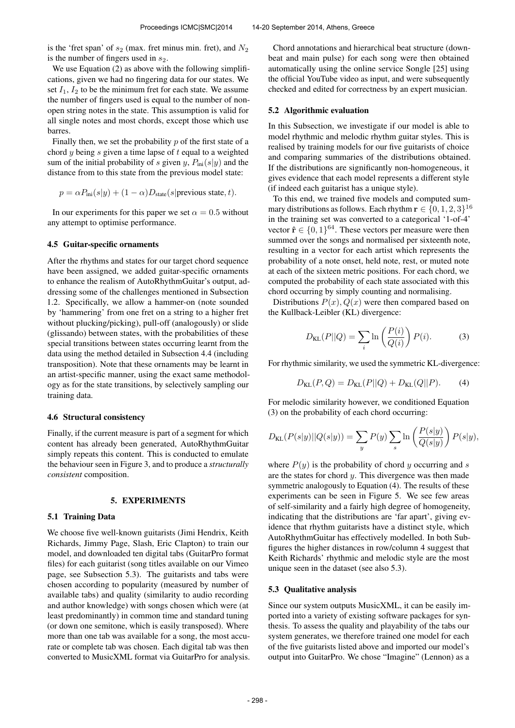is the 'fret span' of $s_2$ (max. fret minus min. fret), and $N_2$ is the number of fingers used in $s_2$.

We use Equation (2) as above with the following simplifications, given we had no fingering data for our states. We set $I_1$, $I_2$ to be the minimum fret for each state. We assume the number of fingers used is equal to the number of non-open string notes in the state. This assumption is valid for all single notes and most chords, except those which use barres.

Finally then, we set the probability $p$ of the first state of a chord $y$ being $s$ given a time lapse of $t$ equal to a weighted sum of the initial probability of $s$ given $y$, $P_{\text{ini}}(s|y)$ and the distance from to this state from the previous model state:

$$p = \alpha P_{\text{ini}}(s|y) + (1 - \alpha) D_{\text{state}}(s|\text{previous state}, t).$$

In our experiments for this paper we set $\alpha = 0.5$ without any attempt to optimise performance.

### 4.5 Guitar-specific ornaments

After the rhythms and states for our target chord sequence have been assigned, we added guitar-specific ornaments to enhance the realism of AutoRhythmGuitar's output, addressing some of the challenges mentioned in Subsection 1.2. Specifically, we allow a hammer-on (note sounded by 'hammering' from one fret on a string to a higher fret without plucking/picking), pull-off (analogously) or slide (glissando) between states, with the probabilities of these special transitions between states occurring learnt from the data using the method detailed in Subsection 4.4 (including transposition). Note that these ornaments may be learnt in an artist-specific manner, using the exact same methodology as for the state transitions, by selectively sampling our training data.

### 4.6 Structural consistency

Finally, if the current measure is part of a segment for which content has already been generated, AutoRhythmGuitar simply repeats this content. This is conducted to emulate the behaviour seen in Figure 3, and to produce a *structurally consistent* composition.

## 5. EXPERIMENTS

### 5.1 Training Data

We choose five well-known guitarists (Jimi Hendrix, Keith Richards, Jimmy Page, Slash, Eric Clapton) to train our model, and downloaded ten digital tabs (GuitarPro format files) for each guitarist (song titles available on our Vimeo page, see Subsection 5.3). The guitarists and tabs were chosen according to popularity (measured by number of available tabs) and quality (similarity to audio recording and author knowledge) with songs chosen which were (at least predominantly) in common time and standard tuning (or down one semitone, which is easily transposed). Where more than one tab was available for a song, the most accurate or complete tab was chosen. Each digital tab was then converted to MusicXML format via GuitarPro for analysis.

Chord annotations and hierarchical beat structure (downbeat and main pulse) for each song were then obtained automatically using the online service Songle [25] using the official YouTube video as input, and were subsequently checked and edited for correctness by an expert musician.

### 5.2 Algorithmic evaluation

In this Subsection, we investigate if our model is able to model rhythmic and melodic rhythm guitar styles. This is realised by training models for our five guitarists of choice and comparing summaries of the distributions obtained. If the distributions are significantly non-homogeneous, it gives evidence that each model represents a different style (if indeed each guitarist has a unique style).

To this end, we trained five models and computed summary distributions as follows. Each rhythm $\mathbf{r} \in \{0, 1, 2, 3\}^{16}$ in the training set was converted to a categorical '1-of-4' vector $\hat{\mathbf{r}} \in \{0, 1\}^{64}$. These vectors per measure were then summed over the songs and normalised per sixteenth note, resulting in a vector for each artist which represents the probability of a note onset, held note, rest, or muted note at each of the sixteen metric positions. For each chord, we computed the probability of each state associated with this chord occurring by simply counting and normalising.

Distributions $P(x), Q(x)$ were then compared based on the Kullback-Leibler (KL) divergence:

$$D_{\text{KL}}(P||Q) = \sum_i \ln\left(\frac{P(i)}{Q(i)}\right) P(i). \tag{3}$$

For rhythmic similarity, we used the symmetric KL-divergence:

$$D_{\text{KL}}(P, Q) = D_{\text{KL}}(P||Q) + D_{\text{KL}}(Q||P). \tag{4}$$

For melodic similarity however, we conditioned Equation (3) on the probability of each chord occurring:

$$D_{\text{KL}}(P(s|y)||Q(s|y)) = \sum_y P(y) \sum_s \ln\left(\frac{P(s|y)}{Q(s|y)}\right) P(s|y),$$

where $P(y)$ is the probability of chord $y$ occurring and $s$ are the states for chord $y$. This divergence was then made symmetric analogously to Equation (4). The results of these experiments can be seen in Figure 5. We see few areas of self-similarity and a fairly high degree of homogeneity, indicating that the distributions are 'far apart', giving evidence that rhythm guitarists have a distinct style, which AutoRhythmGuitar has effectively modelled. In both Subfigures the higher distances in row/column 4 suggest that Keith Richards' rhythmic and melodic style are the most unique seen in the dataset (see also 5.3).

### 5.3 Qualitative analysis

Since our system outputs MusicXML, it can be easily imported into a variety of existing software packages for synthesis. To assess the quality and playability of the tabs our system generates, we therefore trained one model for each of the five guitarists listed above and imported our model's output into GuitarPro. We chose "Imagine" (Lennon) as a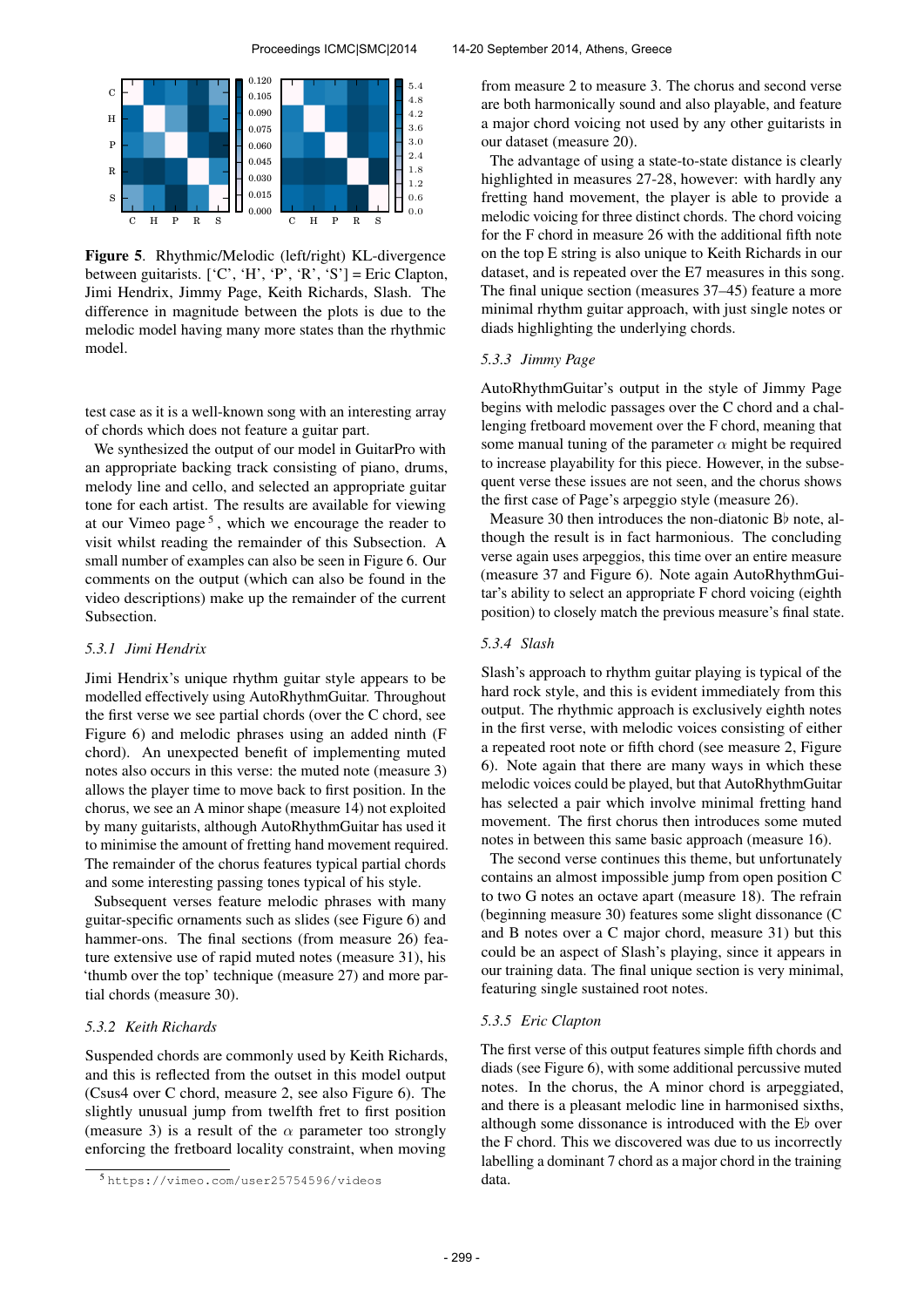**Figure 5**. Rhythmic/Melodic (left/right) KL-divergence between guitarists. ['C', 'H', 'P', 'R', 'S'] = Eric Clapton, Jimi Hendrix, Jimmy Page, Keith Richards, Slash. The difference in magnitude between the plots is due to the melodic model having many more states than the rhythmic model.

test case as it is a well-known song with an interesting array of chords which does not feature a guitar part.

We synthesized the output of our model in GuitarPro with an appropriate backing track consisting of piano, drums, melody line and cello, and selected an appropriate guitar tone for each artist. The results are available for viewing at our Vimeo page [5], which we encourage the reader to visit whilst reading the remainder of this Subsection. A small number of examples can also be seen in Figure 6. Our comments on the output (which can also be found in the video descriptions) make up the remainder of the current Subsection.

### 5.3.1 Jimi Hendrix

Jimi Hendrix's unique rhythm guitar style appears to be modelled effectively using AutoRhythmGuitar. Throughout the first verse we see partial chords (over the C chord, see Figure 6) and melodic phrases using an added ninth (F chord). An unexpected benefit of implementing muted notes also occurs in this verse: the muted note (measure 3) allows the player time to move back to first position. In the chorus, we see an A minor shape (measure 14) not exploited by many guitarists, although AutoRhythmGuitar has used it to minimise the amount of fretting hand movement required. The remainder of the chorus features typical partial chords and some interesting passing tones typical of his style.

Subsequent verses feature melodic phrases with many guitar-specific ornaments such as slides (see Figure 6) and hammer-ons. The final sections (from measure 26) feature extensive use of rapid muted notes (measure 31), his 'thumb over the top' technique (measure 27) and more partial chords (measure 30).

### 5.3.2 Keith Richards

Suspended chords are commonly used by Keith Richards, and this is reflected from the outset in this model output (Csus4 over C chord, measure 2, see also Figure 6). The slightly unusual jump from twelfth fret to first position (measure 3) is a result of the $\alpha$ parameter too strongly enforcing the fretboard locality constraint, when moving from measure 2 to measure 3. The chorus and second verse are both harmonically sound and also playable, and feature a major chord voicing not used by any other guitarists in our dataset (measure 20).

The advantage of using a state-to-state distance is clearly highlighted in measures 27-28, however: with hardly any fretting hand movement, the player is able to provide a melodic voicing for three distinct chords. The chord voicing for the F chord in measure 26 with the additional fifth note on the top E string is also unique to Keith Richards in our dataset, and is repeated over the E7 measures in this song. The final unique section (measures 37–45) feature a more minimal rhythm guitar approach, with just single notes or diads highlighting the underlying chords.

### 5.3.3 Jimmy Page

AutoRhythmGuitar's output in the style of Jimmy Page begins with melodic passages over the C chord and a challenging fretboard movement over the F chord, meaning that some manual tuning of the parameter $\alpha$ might be required to increase playability for this piece. However, in the subsequent verse these issues are not seen, and the chorus shows the first case of Page's arpeggio style (measure 26).

Measure 30 then introduces the non-diatonic B♭ note, although the result is in fact harmonious. The concluding verse again uses arpeggios, this time over an entire measure (measure 37 and Figure 6). Note again AutoRhythmGuitar's ability to select an appropriate F chord voicing (eighth position) to closely match the previous measure's final state.

### 5.3.4 Slash

Slash's approach to rhythm guitar playing is typical of the hard rock style, and this is evident immediately from this output. The rhythmic approach is exclusively eighth notes in the first verse, with melodic voices consisting of either a repeated root note or fifth chord (see measure 2, Figure 6). Note again that there are many ways in which these melodic voices could be played, but that AutoRhythmGuitar has selected a pair which involve minimal fretting hand movement. The first chorus then introduces some muted notes in between this same basic approach (measure 16).

The second verse continues this theme, but unfortunately contains an almost impossible jump from open position C to two G notes an octave apart (measure 18). The refrain (beginning measure 30) features some slight dissonance (C and B notes over a C major chord, measure 31) but this could be an aspect of Slash's playing, since it appears in our training data. The final unique section is very minimal, featuring single sustained root notes.

### 5.3.5 Eric Clapton

The first verse of this output features simple fifth chords and diads (see Figure 6), with some additional percussive muted notes. In the chorus, the A minor chord is arpeggiated, and there is a pleasant melodic line in harmonised sixths, although some dissonance is introduced with the E♭ over the F chord. This we discovered was due to us incorrectly labelling a dominant 7 chord as a major chord in the training data.

[5] https://vimeo.com/user25754596/videos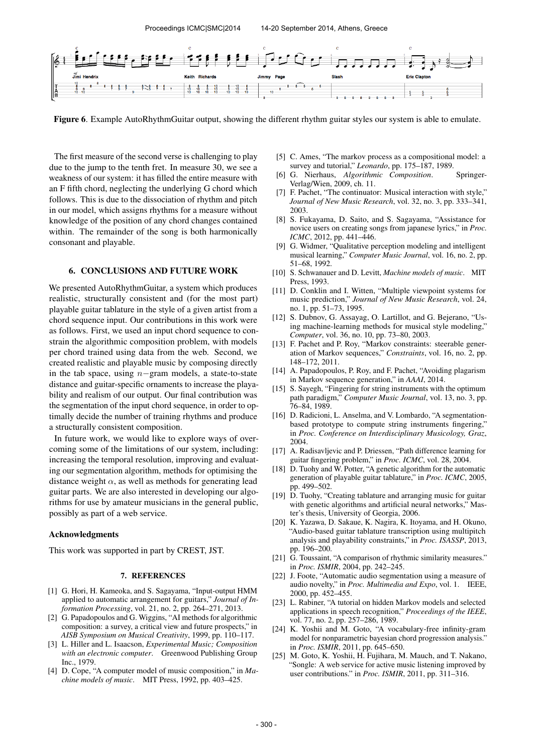**Figure 6**. Example AutoRhythmGuitar output, showing the different rhythm guitar styles our system is able to emulate.

The first measure of the second verse is challenging to play due to the jump to the tenth fret. In measure 30, we see a weakness of our system: it has filled the entire measure with an F fifth chord, neglecting the underlying G chord which follows. This is due to the dissociation of rhythm and pitch in our model, which assigns rhythms for a measure without knowledge of the position of any chord changes contained within. The remainder of the song is both harmonically consonant and playable.

## 6. CONCLUSIONS AND FUTURE WORK

We presented AutoRhythmGuitar, a system which produces realistic, structurally consistent and (for the most part) playable guitar tablature in the style of a given artist from a chord sequence input. Our contributions in this work were as follows. First, we used an input chord sequence to constrain the algorithmic composition problem, with models per chord trained using data from the web. Second, we created realistic and playable music by composing directly in the tab space, using $n-$gram models, a state-to-state distance and guitar-specific ornaments to increase the playability and realism of our output. Our final contribution was the segmentation of the input chord sequence, in order to optimally decide the number of training rhythms and produce a structurally consistent composition.

In future work, we would like to explore ways of overcoming some of the limitations of our system, including: increasing the temporal resolution, improving and evaluating our segmentation algorithm, methods for optimising the distance weight $\alpha$, as well as methods for generating lead guitar parts. We are also interested in developing our algorithms for use by amateur musicians in the general public, possibly as part of a web service.

### Acknowledgments

This work was supported in part by CREST, JST.

## 7. REFERENCES

[1] G. Hori, H. Kameoka, and S. Sagayama, "Input-output HMM applied to automatic arrangement for guitars," *Journal of Information Processing*, vol. 21, no. 2, pp. 264–271, 2013.

[2] G. Papadopoulos and G. Wiggins, "AI methods for algorithmic composition: a survey, a critical view and future prospects," in *AISB Symposium on Musical Creativity*, 1999, pp. 110–117.

[3] L. Hiller and L. Isaacson, *Experimental Music; Composition with an electronic computer*. Greenwood Publishing Group Inc., 1979.

[4] D. Cope, "A computer model of music composition," in *Machine models of music*. MIT Press, 1992, pp. 403–425.

[5] C. Ames, "The markov process as a compositional model: a survey and tutorial," *Leonardo*, pp. 175–187, 1989.

[6] G. Nierhaus, *Algorithmic Composition*. Springer-Verlag/Wien, 2009, ch. 11.

[7] F. Pachet, "The continuator: Musical interaction with style," *Journal of New Music Research*, vol. 32, no. 3, pp. 333–341, 2003.

[8] S. Fukayama, D. Saito, and S. Sagayama, "Assistance for novice users on creating songs from japanese lyrics," in *Proc. ICMC*, 2012, pp. 441–446.

[9] G. Widmer, "Qualitative perception modeling and intelligent musical learning," *Computer Music Journal*, vol. 16, no. 2, pp. 51–68, 1992.

[10] S. Schwanauer and D. Levitt, *Machine models of music*. MIT Press, 1993.

[11] D. Conklin and I. Witten, "Multiple viewpoint systems for music prediction," *Journal of New Music Research*, vol. 24, no. 1, pp. 51–73, 1995.

[12] S. Dubnov, G. Assayag, O. Lartillot, and G. Bejerano, "Using machine-learning methods for musical style modeling," *Computer*, vol. 36, no. 10, pp. 73–80, 2003.

[13] F. Pachet and P. Roy, "Markov constraints: steerable generation of Markov sequences," *Constraints*, vol. 16, no. 2, pp. 148–172, 2011.

[14] A. Papadopoulos, P. Roy, and F. Pachet, "Avoiding plagarism in Markov sequence generation," in *AAAI*, 2014.

[15] S. Sayegh, "Fingering for string instruments with the optimum path paradigm," *Computer Music Journal*, vol. 13, no. 3, pp. 76–84, 1989.

[16] D. Radicioni, L. Anselma, and V. Lombardo, "A segmentation-based prototype to compute string instruments fingering," in *Proc. Conference on Interdisciplinary Musicology, Graz*, 2004.

[17] A. Radisavljevic and P. Driessen, "Path difference learning for guitar fingering problem," in *Proc. ICMC*, vol. 28, 2004.

[18] D. Tuohy and W. Potter, "A genetic algorithm for the automatic generation of playable guitar tablature," in *Proc. ICMC*, 2005, pp. 499–502.

[19] D. Tuohy, "Creating tablature and arranging music for guitar with genetic algorithms and artificial neural networks," Master's thesis, University of Georgia, 2006.

[20] K. Yazawa, D. Sakaue, K. Nagira, K. Itoyama, and H. Okuno, "Audio-based guitar tablature transcription using multipitch analysis and playability constraints," in *Proc. ISASSP*, 2013, pp. 196–200.

[21] G. Toussaint, "A comparison of rhythmic similarity measures." in *Proc. ISMIR*, 2004, pp. 242–245.

[22] J. Foote, "Automatic audio segmentation using a measure of audio novelty," in *Proc. Multimedia and Expo*, vol. 1. IEEE, 2000, pp. 452–455.

[23] L. Rabiner, "A tutorial on hidden Markov models and selected applications in speech recognition," *Proceedings of the IEEE*, vol. 77, no. 2, pp. 257–286, 1989.

[24] K. Yoshii and M. Goto, "A vocabulary-free infinity-gram model for nonparametric bayesian chord progression analysis." in *Proc. ISMIR*, 2011, pp. 645–650.

[25] M. Goto, K. Yoshii, H. Fujihara, M. Mauch, and T. Nakano, "Songle: A web service for active music listening improved by user contributions." in *Proc. ISMIR*, 2011, pp. 311–316.